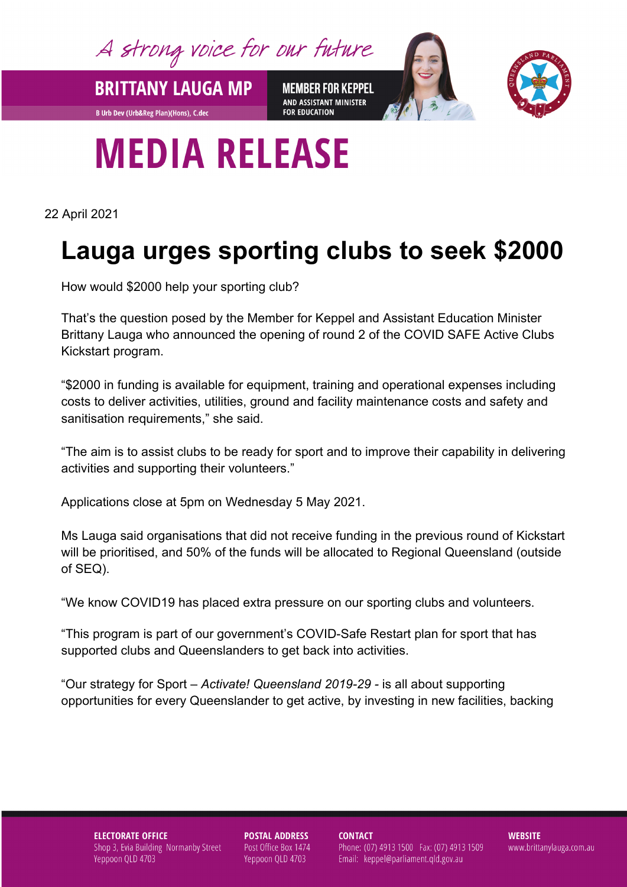A strong voice for our future

**BRITTANY LAUGA MP**

B Urb Dev (Urb&Reg Plan)(Hons), C.dec

**MEMBER FOR KEPPEL**
AND ASSISTANT MINISTER FOR EDUCATION

# MEDIA RELEASE

22 April 2021

## Lauga urges sporting clubs to seek $2000

How would $2000 help your sporting club?

That's the question posed by the Member for Keppel and Assistant Education Minister Brittany Lauga who announced the opening of round 2 of the COVID SAFE Active Clubs Kickstart program.

"$2000 in funding is available for equipment, training and operational expenses including costs to deliver activities, utilities, ground and facility maintenance costs and safety and sanitisation requirements," she said.

"The aim is to assist clubs to be ready for sport and to improve their capability in delivering activities and supporting their volunteers."

Applications close at 5pm on Wednesday 5 May 2021.

Ms Lauga said organisations that did not receive funding in the previous round of Kickstart will be prioritised, and 50% of the funds will be allocated to Regional Queensland (outside of SEQ).

"We know COVID19 has placed extra pressure on our sporting clubs and volunteers.

"This program is part of our government's COVID-Safe Restart plan for sport that has supported clubs and Queenslanders to get back into activities.

"Our strategy for Sport – *Activate! Queensland 2019-29* - is all about supporting opportunities for every Queenslander to get active, by investing in new facilities, backing

**ELECTORATE OFFICE**
Shop 3, Evia Building Normanby Street
Yeppoon QLD 4703

**POSTAL ADDRESS**
Post Office Box 1474
Yeppoon QLD 4703

**CONTACT**
Phone: (07) 4913 1500 Fax: (07) 4913 1509
Email: keppel@parliament.qld.gov.au

**WEBSITE**
www.brittanylauga.com.au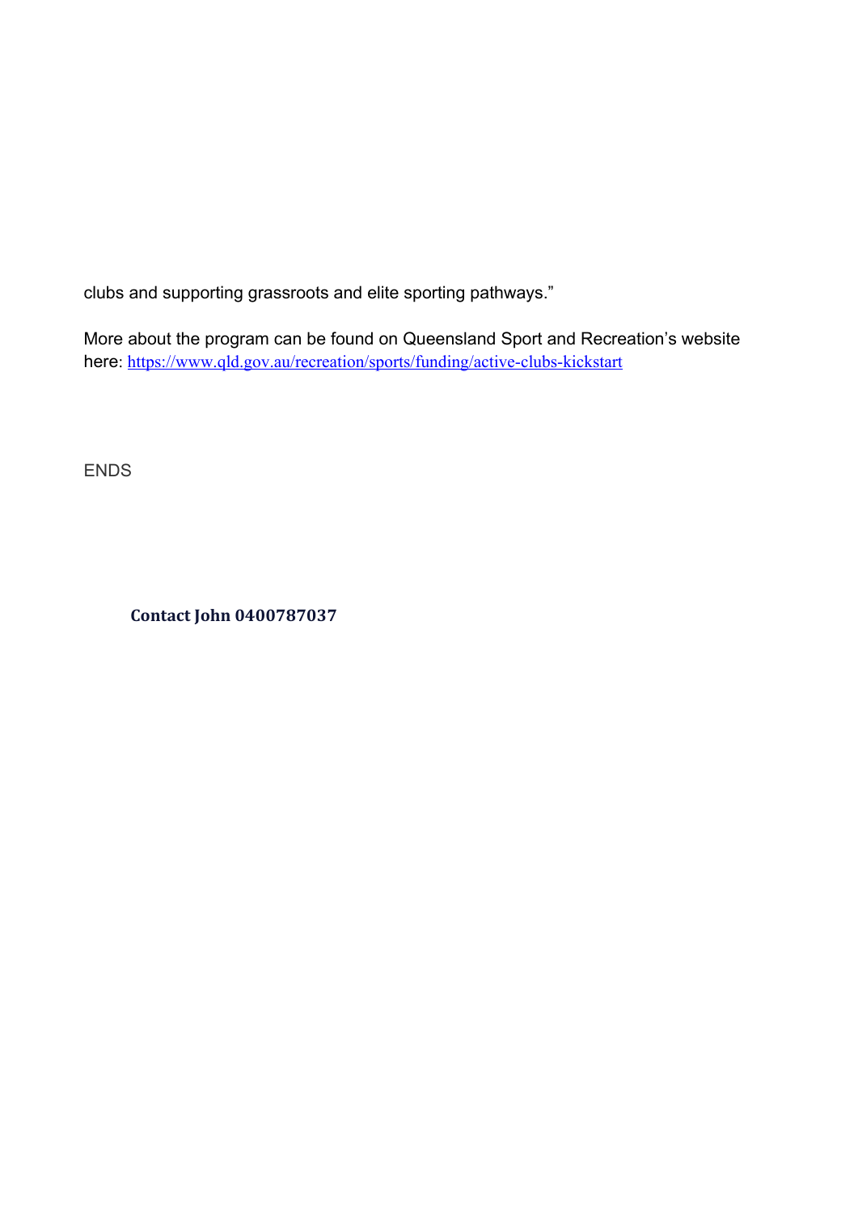clubs and supporting grassroots and elite sporting pathways."

More about the program can be found on Queensland Sport and Recreation's website here: https://www.qld.gov.au/recreation/sports/funding/active-clubs-kickstart

ENDS

**Contact John 0400787037**